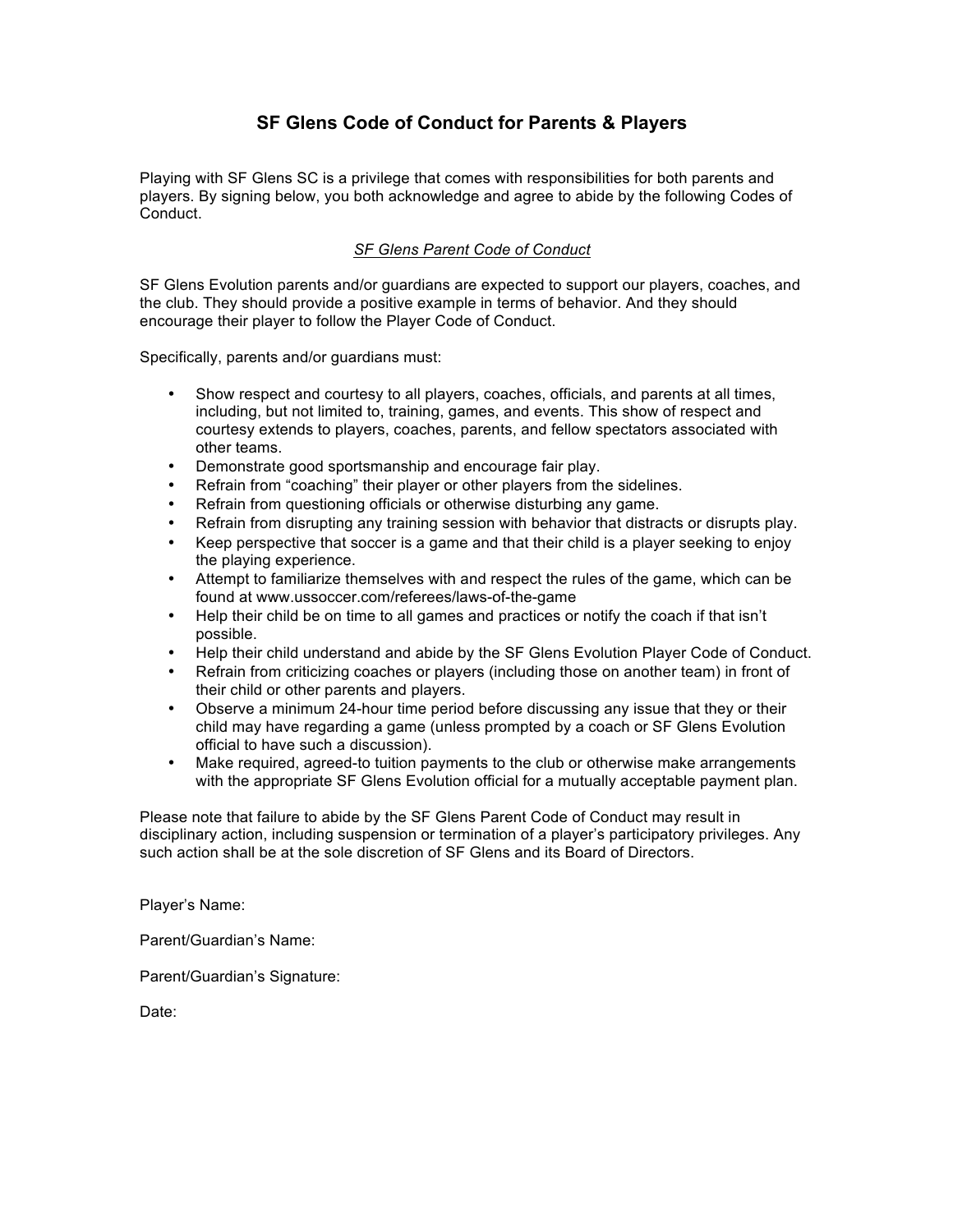# SF Glens Code of Conduct for Parents & Players

Playing with SF Glens SC is a privilege that comes with responsibilities for both parents and players. By signing below, you both acknowledge and agree to abide by the following Codes of Conduct.

## *SF Glens Parent Code of Conduct*

SF Glens Evolution parents and/or guardians are expected to support our players, coaches, and the club. They should provide a positive example in terms of behavior. And they should encourage their player to follow the Player Code of Conduct.

Specifically, parents and/or guardians must:

- Show respect and courtesy to all players, coaches, officials, and parents at all times, including, but not limited to, training, games, and events. This show of respect and courtesy extends to players, coaches, parents, and fellow spectators associated with other teams.
- Demonstrate good sportsmanship and encourage fair play.
- Refrain from "coaching" their player or other players from the sidelines.
- Refrain from questioning officials or otherwise disturbing any game.
- Refrain from disrupting any training session with behavior that distracts or disrupts play.
- Keep perspective that soccer is a game and that their child is a player seeking to enjoy the playing experience.
- Attempt to familiarize themselves with and respect the rules of the game, which can be found at www.ussoccer.com/referees/laws-of-the-game
- Help their child be on time to all games and practices or notify the coach if that isn't possible.
- Help their child understand and abide by the SF Glens Evolution Player Code of Conduct.
- Refrain from criticizing coaches or players (including those on another team) in front of their child or other parents and players.
- Observe a minimum 24-hour time period before discussing any issue that they or their child may have regarding a game (unless prompted by a coach or SF Glens Evolution official to have such a discussion).
- Make required, agreed-to tuition payments to the club or otherwise make arrangements with the appropriate SF Glens Evolution official for a mutually acceptable payment plan.

Please note that failure to abide by the SF Glens Parent Code of Conduct may result in disciplinary action, including suspension or termination of a player's participatory privileges. Any such action shall be at the sole discretion of SF Glens and its Board of Directors.

Player's Name:

Parent/Guardian's Name:

Parent/Guardian's Signature:

Date: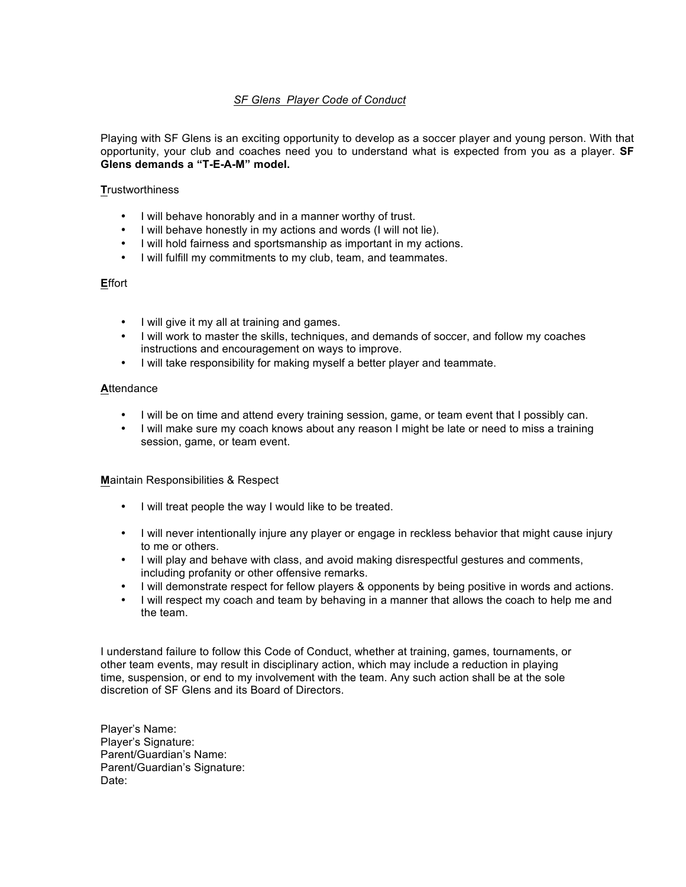*SF Glens  Player Code of Conduct*

Playing with SF Glens is an exciting opportunity to develop as a soccer player and young person. With that opportunity, your club and coaches need you to understand what is expected from you as a player. **SF Glens demands a "T-E-A-M" model.**

**T**rustworthiness

- I will behave honorably and in a manner worthy of trust.
- I will behave honestly in my actions and words (I will not lie).
- I will hold fairness and sportsmanship as important in my actions.
- I will fulfill my commitments to my club, team, and teammates.

**E**ffort

- I will give it my all at training and games.
- I will work to master the skills, techniques, and demands of soccer, and follow my coaches instructions and encouragement on ways to improve.
- I will take responsibility for making myself a better player and teammate.

**A**ttendance

- I will be on time and attend every training session, game, or team event that I possibly can.
- I will make sure my coach knows about any reason I might be late or need to miss a training session, game, or team event.

**M**aintain Responsibilities & Respect

- I will treat people the way I would like to be treated.
- I will never intentionally injure any player or engage in reckless behavior that might cause injury to me or others.
- I will play and behave with class, and avoid making disrespectful gestures and comments, including profanity or other offensive remarks.
- I will demonstrate respect for fellow players & opponents by being positive in words and actions.
- I will respect my coach and team by behaving in a manner that allows the coach to help me and the team.

I understand failure to follow this Code of Conduct, whether at training, games, tournaments, or other team events, may result in disciplinary action, which may include a reduction in playing time, suspension, or end to my involvement with the team. Any such action shall be at the sole discretion of SF Glens and its Board of Directors.

Player's Name:
Player's Signature:
Parent/Guardian's Name:
Parent/Guardian's Signature:
Date: